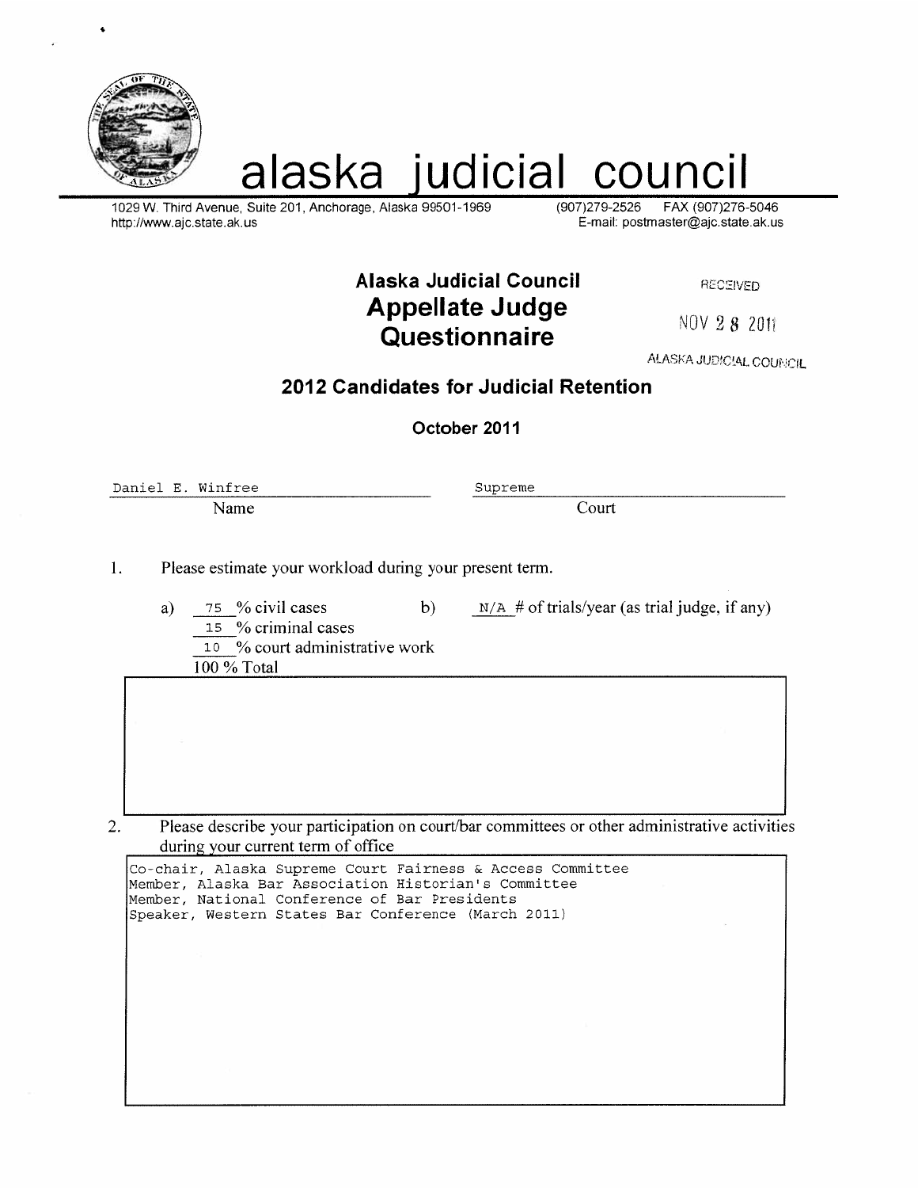# alaska judicial council

1029 W. Third Avenue, Suite 201, Anchorage, Alaska 99501-1969
http://www.ajc.state.ak.us

(907)279-2526 FAX (907)276-5046
E-mail: postmaster@ajc.state.ak.us

## Alaska Judicial Council
## Appellate Judge Questionnaire

RECEIVED
NOV 28 2011
ALASKA JUDICIAL COUNCIL

### 2012 Candidates for Judicial Retention

**October 2011**

Daniel E. Winfree
Name

Supreme
Court

1. Please estimate your workload during your present term.

   a) 75 % civil cases
   15 % criminal cases
   10 % court administrative work
   100 % Total

   b) N/A # of trials/year (as trial judge, if any)

2. Please describe your participation on court/bar committees or other administrative activities during your current term of office

   Co-chair, Alaska Supreme Court Fairness & Access Committee
   Member, Alaska Bar Association Historian's Committee
   Member, National Conference of Bar Presidents
   Speaker, Western States Bar Conference (March 2011)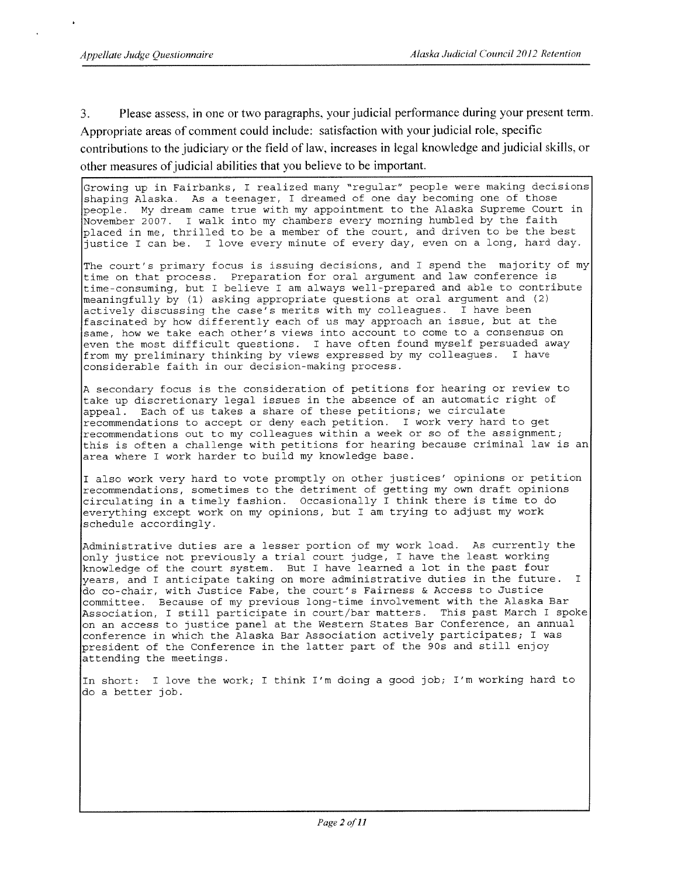3. Please assess, in one or two paragraphs, your judicial performance during your present term. Appropriate areas of comment could include: satisfaction with your judicial role, specific contributions to the judiciary or the field of law, increases in legal knowledge and judicial skills, or other measures of judicial abilities that you believe to be important.

Growing up in Fairbanks, I realized many "regular" people were making decisions shaping Alaska. As a teenager, I dreamed of one day becoming one of those people. My dream came true with my appointment to the Alaska Supreme Court in November 2007. I walk into my chambers every morning humbled by the faith placed in me, thrilled to be a member of the court, and driven to be the best justice I can be. I love every minute of every day, even on a long, hard day.

The court's primary focus is issuing decisions, and I spend the majority of my time on that process. Preparation for oral argument and law conference is time-consuming, but I believe I am always well-prepared and able to contribute meaningfully by (1) asking appropriate questions at oral argument and (2) actively discussing the case's merits with my colleagues. I have been fascinated by how differently each of us may approach an issue, but at the same, how we take each other's views into account to come to a consensus on even the most difficult questions. I have often found myself persuaded away from my preliminary thinking by views expressed by my colleagues. I have considerable faith in our decision-making process.

A secondary focus is the consideration of petitions for hearing or review to take up discretionary legal issues in the absence of an automatic right of appeal. Each of us takes a share of these petitions; we circulate recommendations to accept or deny each petition. I work very hard to get recommendations out to my colleagues within a week or so of the assignment; this is often a challenge with petitions for hearing because criminal law is an area where I work harder to build my knowledge base.

I also work very hard to vote promptly on other justices' opinions or petition recommendations, sometimes to the detriment of getting my own draft opinions circulating in a timely fashion. Occasionally I think there is time to do everything except work on my opinions, but I am trying to adjust my work schedule accordingly.

Administrative duties are a lesser portion of my work load. As currently the only justice not previously a trial court judge, I have the least working knowledge of the court system. But I have learned a lot in the past four years, and I anticipate taking on more administrative duties in the future. I do co-chair, with Justice Fabe, the court's Fairness & Access to Justice committee. Because of my previous long-time involvement with the Alaska Bar Association, I still participate in court/bar matters. This past March I spoke on an access to justice panel at the Western States Bar Conference, an annual conference in which the Alaska Bar Association actively participates; I was president of the Conference in the latter part of the 90s and still enjoy attending the meetings.

In short: I love the work; I think I'm doing a good job; I'm working hard to do a better job.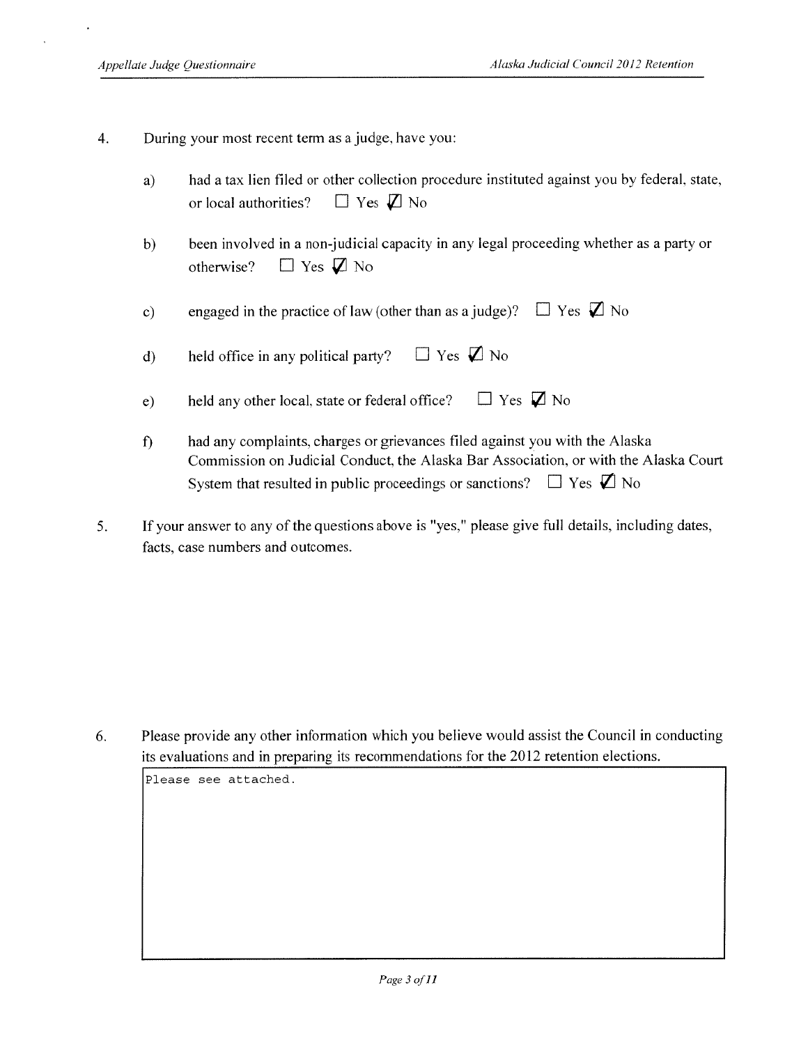4. During your most recent term as a judge, have you:

   a) had a tax lien filed or other collection procedure instituted against you by federal, state, or local authorities? ☐ Yes ☑ No

   b) been involved in a non-judicial capacity in any legal proceeding whether as a party or otherwise? ☐ Yes ☑ No

   c) engaged in the practice of law (other than as a judge)? ☐ Yes ☑ No

   d) held office in any political party? ☐ Yes ☑ No

   e) held any other local, state or federal office? ☐ Yes ☑ No

   f) had any complaints, charges or grievances filed against you with the Alaska Commission on Judicial Conduct, the Alaska Bar Association, or with the Alaska Court System that resulted in public proceedings or sanctions? ☐ Yes ☑ No

5. If your answer to any of the questions above is "yes," please give full details, including dates, facts, case numbers and outcomes.

6. Please provide any other information which you believe would assist the Council in conducting its evaluations and in preparing its recommendations for the 2012 retention elections.

   Please see attached.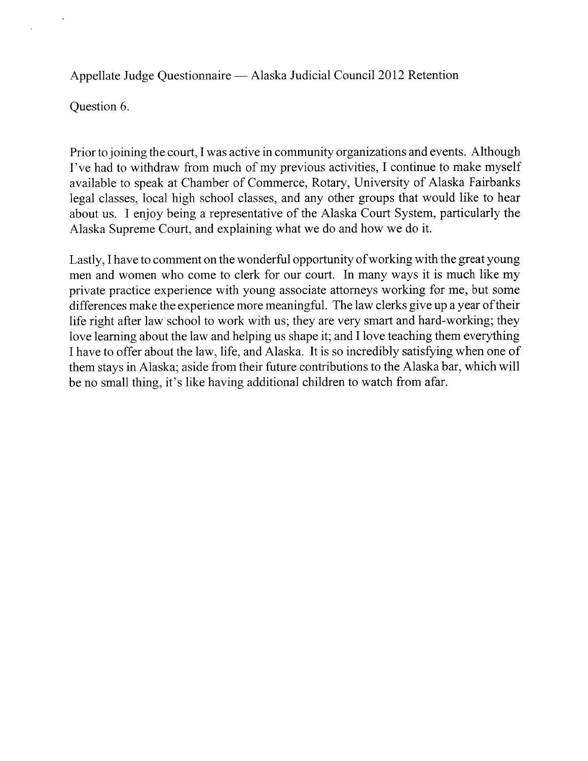Appellate Judge Questionnaire — Alaska Judicial Council 2012 Retention

Question 6.

Prior to joining the court, I was active in community organizations and events. Although I've had to withdraw from much of my previous activities, I continue to make myself available to speak at Chamber of Commerce, Rotary, University of Alaska Fairbanks legal classes, local high school classes, and any other groups that would like to hear about us. I enjoy being a representative of the Alaska Court System, particularly the Alaska Supreme Court, and explaining what we do and how we do it.

Lastly, I have to comment on the wonderful opportunity of working with the great young men and women who come to clerk for our court. In many ways it is much like my private practice experience with young associate attorneys working for me, but some differences make the experience more meaningful. The law clerks give up a year of their life right after law school to work with us; they are very smart and hard-working; they love learning about the law and helping us shape it; and I love teaching them everything I have to offer about the law, life, and Alaska. It is so incredibly satisfying when one of them stays in Alaska; aside from their future contributions to the Alaska bar, which will be no small thing, it's like having additional children to watch from afar.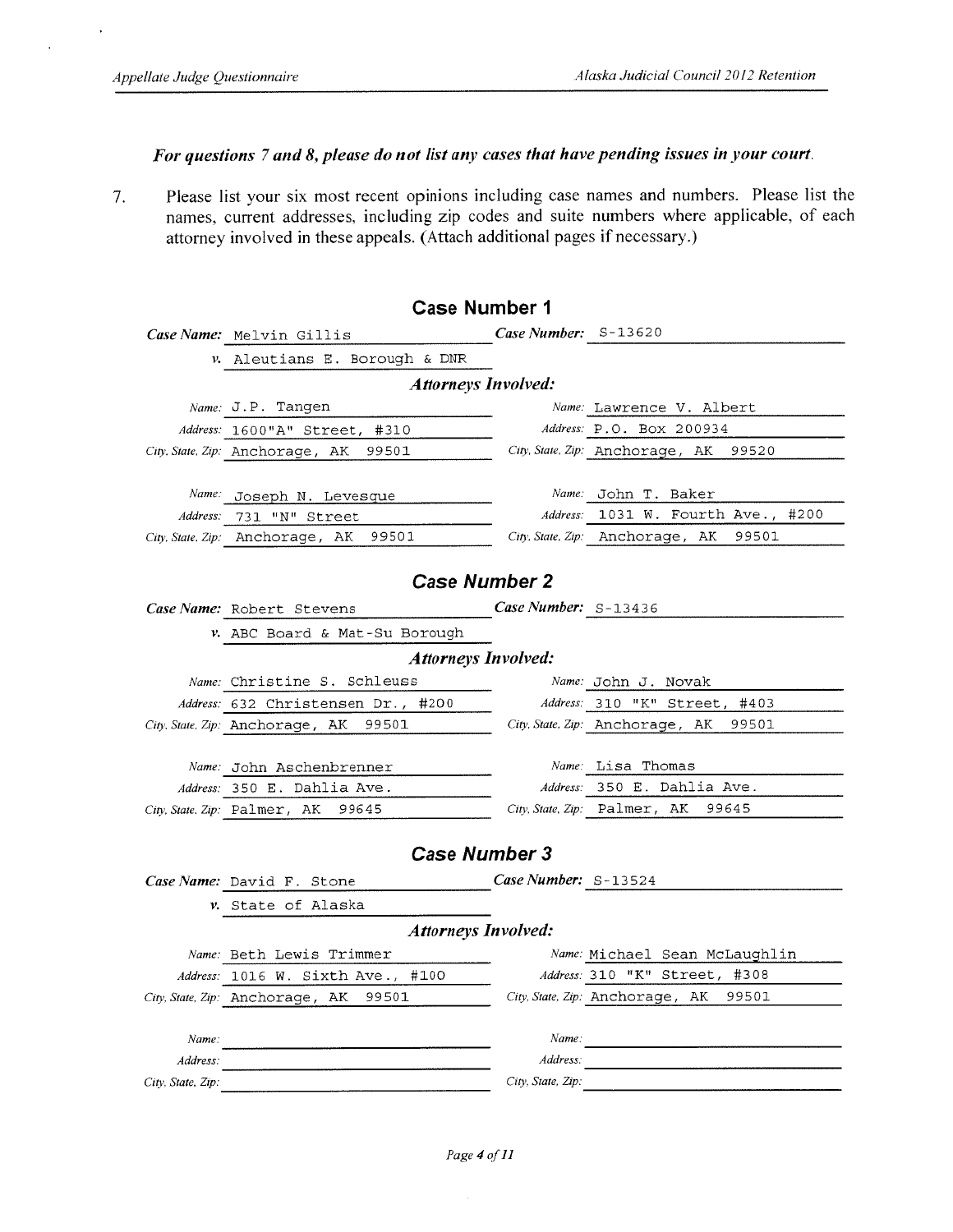***For questions 7 and 8, please do not list any cases that have pending issues in your court.***

7. Please list your six most recent opinions including case names and numbers. Please list the names, current addresses, including zip codes and suite numbers where applicable, of each attorney involved in these appeals. (Attach additional pages if necessary.)

### Case Number 1

***Case Name:*** Melvin Gillis ***Case Number:*** S-13620

***v.*** Aleutians E. Borough & DNR

***Attorneys Involved:***

| | |
|---|---|
| *Name:* J.P. Tangen | *Name:* Lawrence V. Albert |
| *Address:* 1600"A" Street, #310 | *Address:* P.O. Box 200934 |
| *City, State, Zip:* Anchorage, AK 99501 | *City, State, Zip:* Anchorage, AK 99520 |
| *Name:* Joseph N. Levesque | *Name:* John T. Baker |
| *Address:* 731 "N" Street | *Address:* 1031 W. Fourth Ave., #200 |
| *City, State, Zip:* Anchorage, AK 99501 | *City, State, Zip:* Anchorage, AK 99501 |

### Case Number 2

***Case Name:*** Robert Stevens ***Case Number:*** S-13436

***v.*** ABC Board & Mat-Su Borough

***Attorneys Involved:***

| | |
|---|---|
| *Name:* Christine S. Schleuss | *Name:* John J. Novak |
| *Address:* 632 Christensen Dr., #200 | *Address:* 310 "K" Street, #403 |
| *City, State, Zip:* Anchorage, AK 99501 | *City, State, Zip:* Anchorage, AK 99501 |
| *Name:* John Aschenbrenner | *Name:* Lisa Thomas |
| *Address:* 350 E. Dahlia Ave. | *Address:* 350 E. Dahlia Ave. |
| *City, State, Zip:* Palmer, AK 99645 | *City, State, Zip:* Palmer, AK 99645 |

### Case Number 3

***Case Name:*** David F. Stone ***Case Number:*** S-13524

***v.*** State of Alaska

***Attorneys Involved:***

| | |
|---|---|
| *Name:* Beth Lewis Trimmer | *Name:* Michael Sean McLaughlin |
| *Address:* 1016 W. Sixth Ave., #100 | *Address:* 310 "K" Street, #308 |
| *City, State, Zip:* Anchorage, AK 99501 | *City, State, Zip:* Anchorage, AK 99501 |
| *Name:* | *Name:* |
| *Address:* | *Address:* |
| *City, State, Zip:* | *City, State, Zip:* |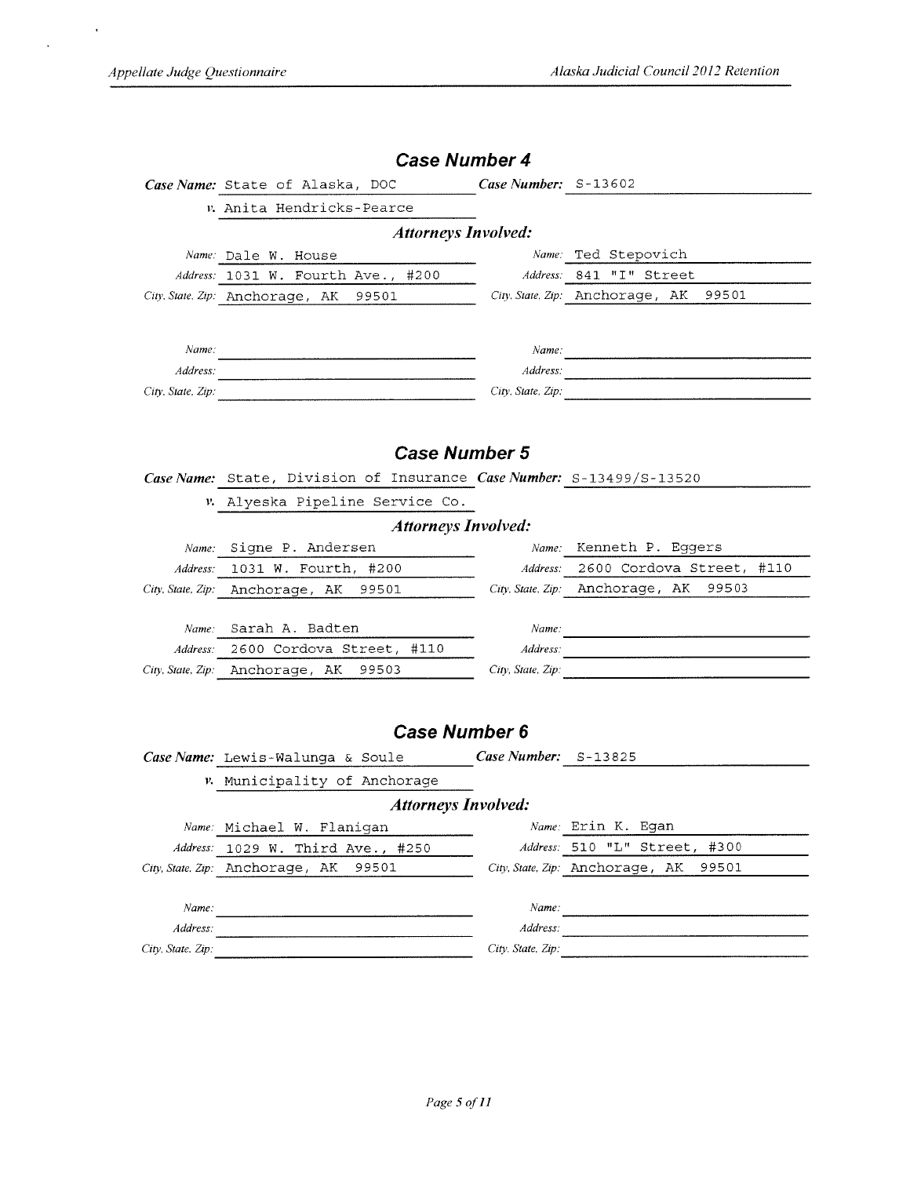## Case Number 4

**Case Name:** State of Alaska, DOC **Case Number:** S-13602

*v.* Anita Hendricks-Pearce

### Attorneys Involved:

| | |
|---|---|
| *Name:* Dale W. House | *Name:* Ted Stepovich |
| *Address:* 1031 W. Fourth Ave., #200 | *Address:* 841 "I" Street |
| *City, State, Zip:* Anchorage, AK 99501 | *City, State, Zip:* Anchorage, AK 99501 |
| *Name:* | *Name:* |
| *Address:* | *Address:* |
| *City, State, Zip:* | *City, State, Zip:* |

## Case Number 5

**Case Name:** State, Division of Insurance **Case Number:** S-13499/S-13520

*v.* Alyeska Pipeline Service Co.

### Attorneys Involved:

| | |
|---|---|
| *Name:* Signe P. Andersen | *Name:* Kenneth P. Eggers |
| *Address:* 1031 W. Fourth, #200 | *Address:* 2600 Cordova Street, #110 |
| *City, State, Zip:* Anchorage, AK 99501 | *City, State, Zip:* Anchorage, AK 99503 |
| *Name:* Sarah A. Badten | *Name:* |
| *Address:* 2600 Cordova Street, #110 | *Address:* |
| *City, State, Zip:* Anchorage, AK 99503 | *City, State, Zip:* |

## Case Number 6

**Case Name:** Lewis-Walunga & Soule **Case Number:** S-13825

*v.* Municipality of Anchorage

### Attorneys Involved:

| | |
|---|---|
| *Name:* Michael W. Flanigan | *Name:* Erin K. Egan |
| *Address:* 1029 W. Third Ave., #250 | *Address:* 510 "L" Street, #300 |
| *City, State, Zip:* Anchorage, AK 99501 | *City, State, Zip:* Anchorage, AK 99501 |
| *Name:* | *Name:* |
| *Address:* | *Address:* |
| *City, State, Zip:* | *City, State, Zip:* |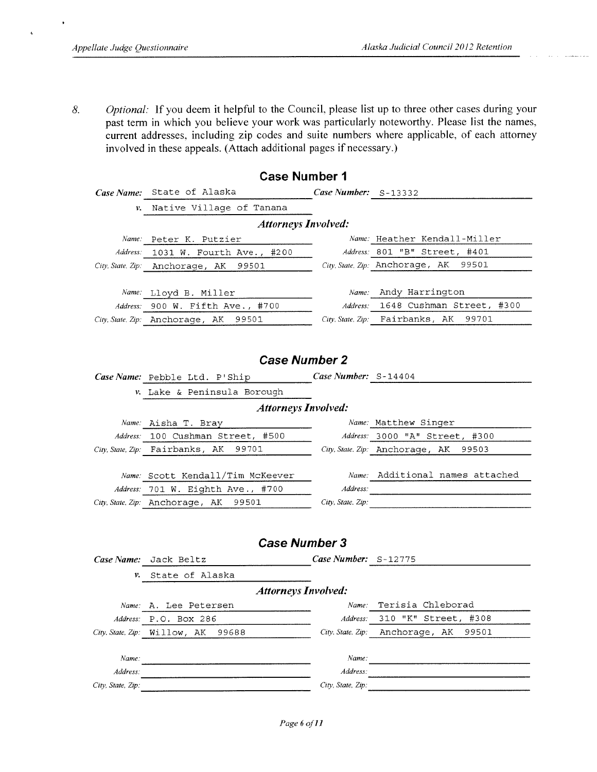8. *Optional:* If you deem it helpful to the Council, please list up to three other cases during your past term in which you believe your work was particularly noteworthy. Please list the names, current addresses, including zip codes and suite numbers where applicable, of each attorney involved in these appeals. (Attach additional pages if necessary.)

## Case Number 1

**Case Name:** State of Alaska **Case Number:** S-13332

*v.* Native Village of Tanana

***Attorneys Involved:***

| | | | |
|---|---|---|---|
| *Name:* | Peter K. Putzier | *Name:* | Heather Kendall-Miller |
| *Address:* | 1031 W. Fourth Ave., #200 | *Address:* | 801 "B" Street, #401 |
| *City, State, Zip:* | Anchorage, AK 99501 | *City, State, Zip:* | Anchorage, AK 99501 |
| *Name:* | Lloyd B. Miller | *Name:* | Andy Harrington |
| *Address:* | 900 W. Fifth Ave., #700 | *Address:* | 1648 Cushman Street, #300 |
| *City, State, Zip:* | Anchorage, AK 99501 | *City, State, Zip:* | Fairbanks, AK 99701 |

## Case Number 2

**Case Name:** Pebble Ltd. P'Ship **Case Number:** S-14404

*v.* Lake & Peninsula Borough

***Attorneys Involved:***

| | | | |
|---|---|---|---|
| *Name:* | Aisha T. Bray | *Name:* | Matthew Singer |
| *Address:* | 100 Cushman Street, #500 | *Address:* | 3000 "A" Street, #300 |
| *City, State, Zip:* | Fairbanks, AK 99701 | *City, State, Zip:* | Anchorage, AK 99503 |
| *Name:* | Scott Kendall/Tim McKeever | *Name:* | Additional names attached |
| *Address:* | 701 W. Eighth Ave., #700 | *Address:* | |
| *City, State, Zip:* | Anchorage, AK 99501 | *City, State, Zip:* | |

## Case Number 3

**Case Name:** Jack Beltz **Case Number:** S-12775

*v.* State of Alaska

***Attorneys Involved:***

| | | | |
|---|---|---|---|
| *Name:* | A. Lee Petersen | *Name:* | Terisia Chleborad |
| *Address:* | P.O. Box 286 | *Address:* | 310 "K" Street, #308 |
| *City, State, Zip:* | Willow, AK 99688 | *City, State, Zip:* | Anchorage, AK 99501 |
| *Name:* | | *Name:* | |
| *Address:* | | *Address:* | |
| *City, State, Zip:* | | *City, State, Zip:* | |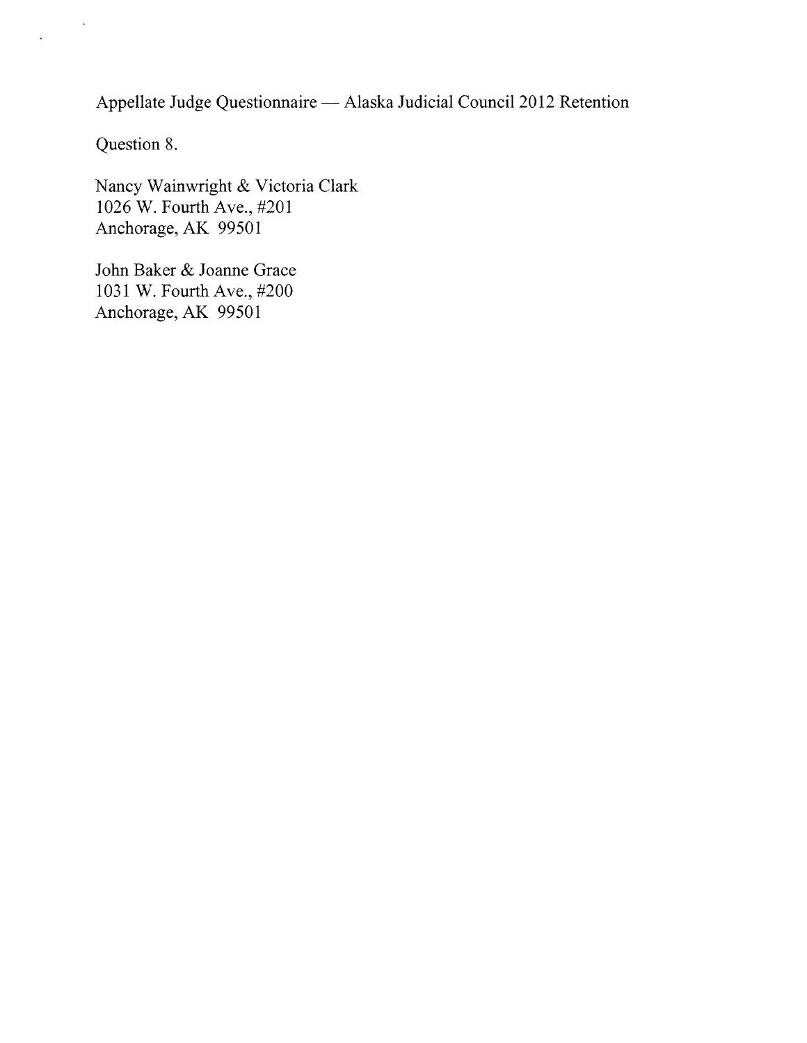Appellate Judge Questionnaire — Alaska Judicial Council 2012 Retention

Question 8.

Nancy Wainwright & Victoria Clark  
1026 W. Fourth Ave., #201  
Anchorage, AK 99501

John Baker & Joanne Grace  
1031 W. Fourth Ave., #200  
Anchorage, AK 99501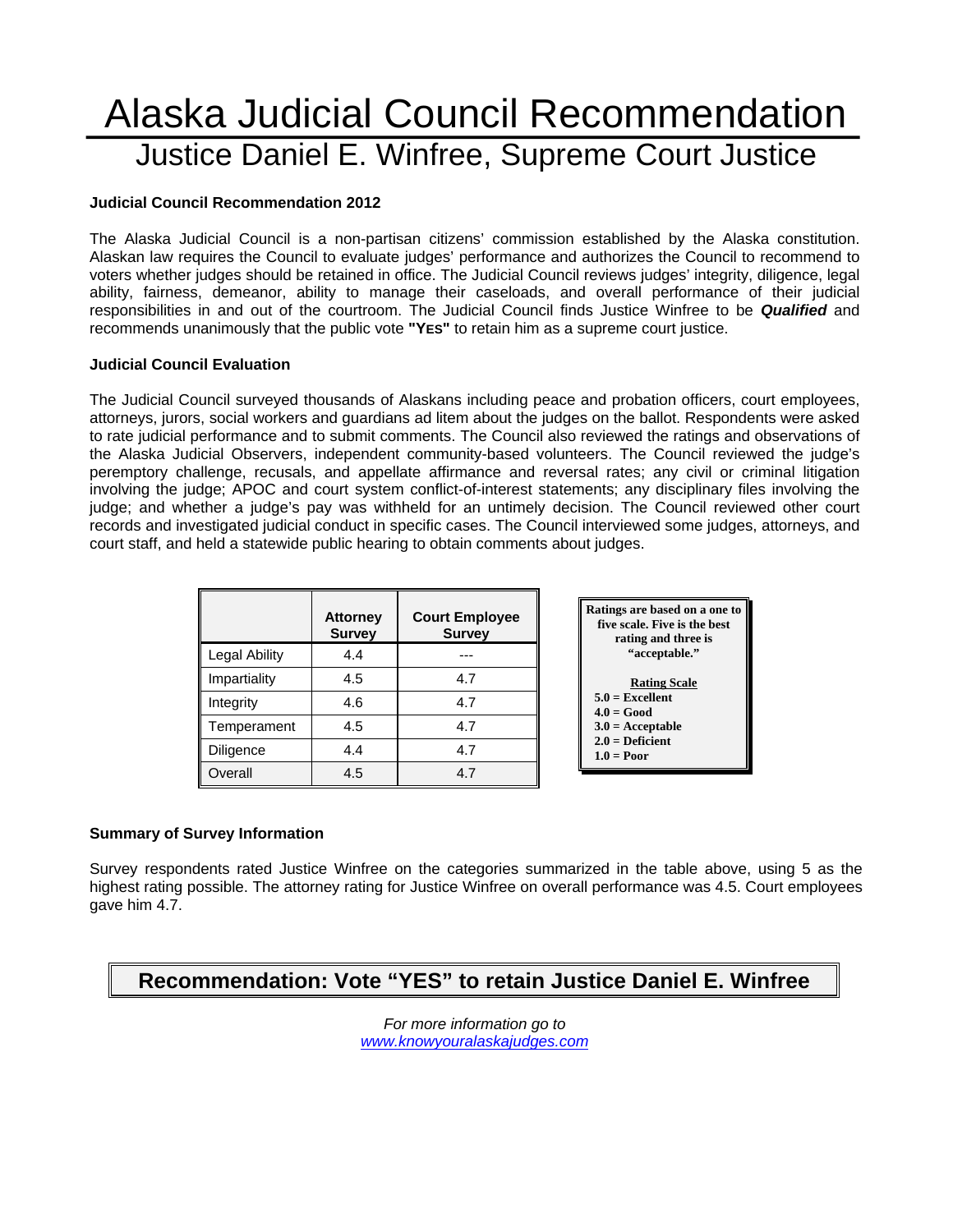# Alaska Judicial Council Recommendation

## Justice Daniel E. Winfree, Supreme Court Justice

**Judicial Council Recommendation 2012**

The Alaska Judicial Council is a non-partisan citizens' commission established by the Alaska constitution. Alaskan law requires the Council to evaluate judges' performance and authorizes the Council to recommend to voters whether judges should be retained in office. The Judicial Council reviews judges' integrity, diligence, legal ability, fairness, demeanor, ability to manage their caseloads, and overall performance of their judicial responsibilities in and out of the courtroom. The Judicial Council finds Justice Winfree to be ***Qualified*** and recommends unanimously that the public vote **"YES"** to retain him as a supreme court justice.

**Judicial Council Evaluation**

The Judicial Council surveyed thousands of Alaskans including peace and probation officers, court employees, attorneys, jurors, social workers and guardians ad litem about the judges on the ballot. Respondents were asked to rate judicial performance and to submit comments. The Council also reviewed the ratings and observations of the Alaska Judicial Observers, independent community-based volunteers. The Council reviewed the judge's peremptory challenge, recusals, and appellate affirmance and reversal rates; any civil or criminal litigation involving the judge; APOC and court system conflict-of-interest statements; any disciplinary files involving the judge; and whether a judge's pay was withheld for an untimely decision. The Council reviewed other court records and investigated judicial conduct in specific cases. The Council interviewed some judges, attorneys, and court staff, and held a statewide public hearing to obtain comments about judges.

| | Attorney Survey | Court Employee Survey |
|---|---|---|
| Legal Ability | 4.4 | --- |
| Impartiality | 4.5 | 4.7 |
| Integrity | 4.6 | 4.7 |
| Temperament | 4.5 | 4.7 |
| Diligence | 4.4 | 4.7 |
| Overall | 4.5 | 4.7 |

**Ratings are based on a one to five scale. Five is the best rating and three is "acceptable."**

**Rating Scale**
**5.0 = Excellent**
**4.0 = Good**
**3.0 = Acceptable**
**2.0 = Deficient**
**1.0 = Poor**

**Summary of Survey Information**

Survey respondents rated Justice Winfree on the categories summarized in the table above, using 5 as the highest rating possible. The attorney rating for Justice Winfree on overall performance was 4.5. Court employees gave him 4.7.

**Recommendation: Vote "YES" to retain Justice Daniel E. Winfree**

*For more information go to*
*www.knowyouralaskajudges.com*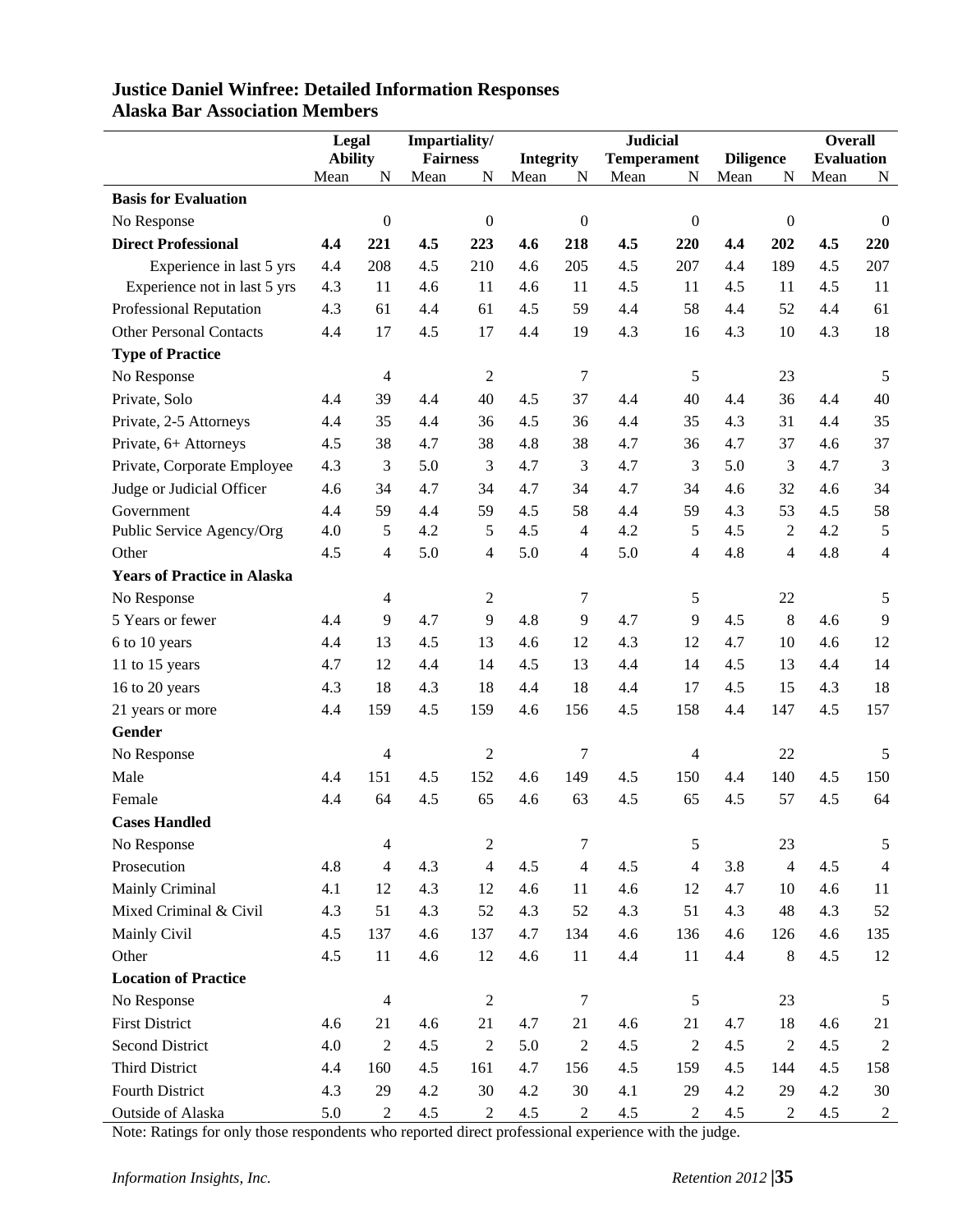## Justice Daniel Winfree: Detailed Information Responses
## Alaska Bar Association Members

| | Legal Ability | | Impartiality/ Fairness | | Integrity | | Judicial Temperament | | Diligence | | Overall Evaluation | |
|---|---|---|---|---|---|---|---|---|---|---|---|---|
| | Mean | N | Mean | N | Mean | N | Mean | N | Mean | N | Mean | N |
| **Basis for Evaluation** | | | | | | | | | | | | |
| No Response | | 0 | | 0 | | 0 | | 0 | | 0 | | 0 |
| **Direct Professional** | **4.4** | **221** | **4.5** | **223** | **4.6** | **218** | **4.5** | **220** | **4.4** | **202** | **4.5** | **220** |
| Experience in last 5 yrs | 4.4 | 208 | 4.5 | 210 | 4.6 | 205 | 4.5 | 207 | 4.4 | 189 | 4.5 | 207 |
| Experience not in last 5 yrs | 4.3 | 11 | 4.6 | 11 | 4.6 | 11 | 4.5 | 11 | 4.5 | 11 | 4.5 | 11 |
| Professional Reputation | 4.3 | 61 | 4.4 | 61 | 4.5 | 59 | 4.4 | 58 | 4.4 | 52 | 4.4 | 61 |
| Other Personal Contacts | 4.4 | 17 | 4.5 | 17 | 4.4 | 19 | 4.3 | 16 | 4.3 | 10 | 4.3 | 18 |
| **Type of Practice** | | | | | | | | | | | | |
| No Response | | 4 | | 2 | | 7 | | 5 | | 23 | | 5 |
| Private, Solo | 4.4 | 39 | 4.4 | 40 | 4.5 | 37 | 4.4 | 40 | 4.4 | 36 | 4.4 | 40 |
| Private, 2-5 Attorneys | 4.4 | 35 | 4.4 | 36 | 4.5 | 36 | 4.4 | 35 | 4.3 | 31 | 4.4 | 35 |
| Private, 6+ Attorneys | 4.5 | 38 | 4.7 | 38 | 4.8 | 38 | 4.7 | 36 | 4.7 | 37 | 4.6 | 37 |
| Private, Corporate Employee | 4.3 | 3 | 5.0 | 3 | 4.7 | 3 | 4.7 | 3 | 5.0 | 3 | 4.7 | 3 |
| Judge or Judicial Officer | 4.6 | 34 | 4.7 | 34 | 4.7 | 34 | 4.7 | 34 | 4.6 | 32 | 4.6 | 34 |
| Government | 4.4 | 59 | 4.4 | 59 | 4.5 | 58 | 4.4 | 59 | 4.3 | 53 | 4.5 | 58 |
| Public Service Agency/Org | 4.0 | 5 | 4.2 | 5 | 4.5 | 4 | 4.2 | 5 | 4.5 | 2 | 4.2 | 5 |
| Other | 4.5 | 4 | 5.0 | 4 | 5.0 | 4 | 5.0 | 4 | 4.8 | 4 | 4.8 | 4 |
| **Years of Practice in Alaska** | | | | | | | | | | | | |
| No Response | | 4 | | 2 | | 7 | | 5 | | 22 | | 5 |
| 5 Years or fewer | 4.4 | 9 | 4.7 | 9 | 4.8 | 9 | 4.7 | 9 | 4.5 | 8 | 4.6 | 9 |
| 6 to 10 years | 4.4 | 13 | 4.5 | 13 | 4.6 | 12 | 4.3 | 12 | 4.7 | 10 | 4.6 | 12 |
| 11 to 15 years | 4.7 | 12 | 4.4 | 14 | 4.5 | 13 | 4.4 | 14 | 4.5 | 13 | 4.4 | 14 |
| 16 to 20 years | 4.3 | 18 | 4.3 | 18 | 4.4 | 18 | 4.4 | 17 | 4.5 | 15 | 4.3 | 18 |
| 21 years or more | 4.4 | 159 | 4.5 | 159 | 4.6 | 156 | 4.5 | 158 | 4.4 | 147 | 4.5 | 157 |
| **Gender** | | | | | | | | | | | | |
| No Response | | 4 | | 2 | | 7 | | 4 | | 22 | | 5 |
| Male | 4.4 | 151 | 4.5 | 152 | 4.6 | 149 | 4.5 | 150 | 4.4 | 140 | 4.5 | 150 |
| Female | 4.4 | 64 | 4.5 | 65 | 4.6 | 63 | 4.5 | 65 | 4.5 | 57 | 4.5 | 64 |
| **Cases Handled** | | | | | | | | | | | | |
| No Response | | 4 | | 2 | | 7 | | 5 | | 23 | | 5 |
| Prosecution | 4.8 | 4 | 4.3 | 4 | 4.5 | 4 | 4.5 | 4 | 3.8 | 4 | 4.5 | 4 |
| Mainly Criminal | 4.1 | 12 | 4.3 | 12 | 4.6 | 11 | 4.6 | 12 | 4.7 | 10 | 4.6 | 11 |
| Mixed Criminal & Civil | 4.3 | 51 | 4.3 | 52 | 4.3 | 52 | 4.3 | 51 | 4.3 | 48 | 4.3 | 52 |
| Mainly Civil | 4.5 | 137 | 4.6 | 137 | 4.7 | 134 | 4.6 | 136 | 4.6 | 126 | 4.6 | 135 |
| Other | 4.5 | 11 | 4.6 | 12 | 4.6 | 11 | 4.4 | 11 | 4.4 | 8 | 4.5 | 12 |
| **Location of Practice** | | | | | | | | | | | | |
| No Response | | 4 | | 2 | | 7 | | 5 | | 23 | | 5 |
| First District | 4.6 | 21 | 4.6 | 21 | 4.7 | 21 | 4.6 | 21 | 4.7 | 18 | 4.6 | 21 |
| Second District | 4.0 | 2 | 4.5 | 2 | 5.0 | 2 | 4.5 | 2 | 4.5 | 2 | 4.5 | 2 |
| Third District | 4.4 | 160 | 4.5 | 161 | 4.7 | 156 | 4.5 | 159 | 4.5 | 144 | 4.5 | 158 |
| Fourth District | 4.3 | 29 | 4.2 | 30 | 4.2 | 30 | 4.1 | 29 | 4.2 | 29 | 4.2 | 30 |
| Outside of Alaska | 5.0 | 2 | 4.5 | 2 | 4.5 | 2 | 4.5 | 2 | 4.5 | 2 | 4.5 | 2 |

Note: Ratings for only those respondents who reported direct professional experience with the judge.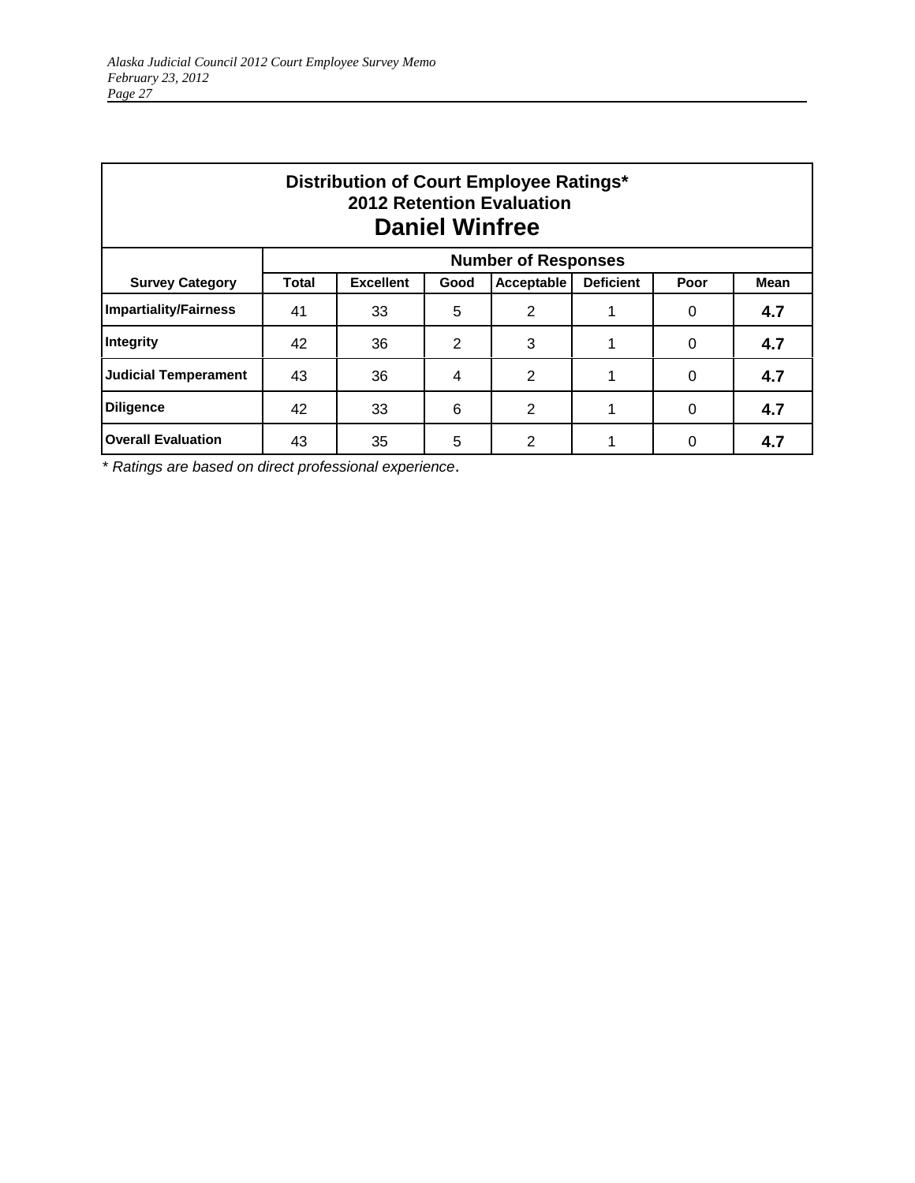| Distribution of Court Employee Ratings* 2012 Retention Evaluation Daniel Winfree | | | | | | | |
|---|---|---|---|---|---|---|---|
| | Number of Responses | | | | | | |
| **Survey Category** | **Total** | **Excellent** | **Good** | **Acceptable** | **Deficient** | **Poor** | **Mean** |
| **Impartiality/Fairness** | 41 | 33 | 5 | 2 | 1 | 0 | **4.7** |
| **Integrity** | 42 | 36 | 2 | 3 | 1 | 0 | **4.7** |
| **Judicial Temperament** | 43 | 36 | 4 | 2 | 1 | 0 | **4.7** |
| **Diligence** | 42 | 33 | 6 | 2 | 1 | 0 | **4.7** |
| **Overall Evaluation** | 43 | 35 | 5 | 2 | 1 | 0 | **4.7** |

*\* Ratings are based on direct professional experience.*